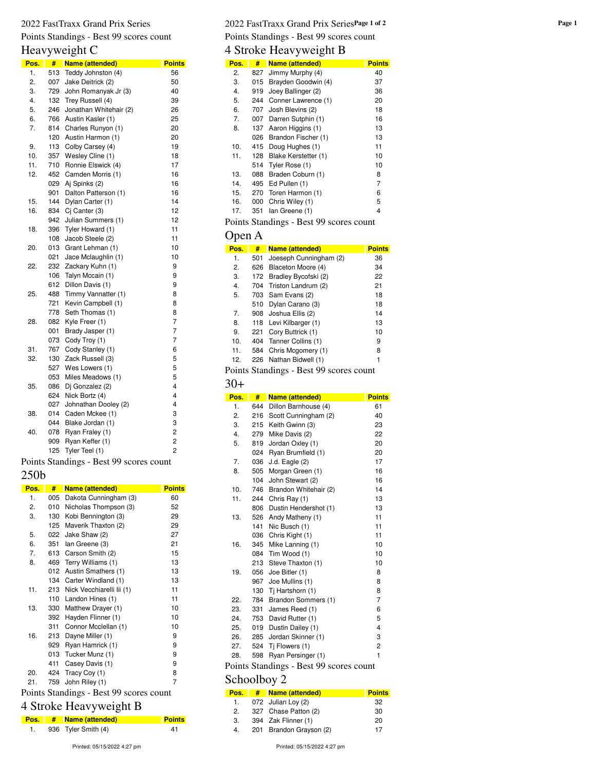2022 FastTraxx Grand Prix Series

Points Standings - Best 99 scores count

## Heavyweight C

| Pos. | # | Name (attended) | Points |
|---|---|---|---|
| 1. | 513 | Teddy Johnston (4) | 56 |
| 2. | 007 | Jake Deitrick (2) | 50 |
| 3. | 729 | John Romanyak Jr (3) | 40 |
| 4. | 132 | Trey Russell (4) | 39 |
| 5. | 246 | Jonathan Whitehair (2) | 26 |
| 6. | 766 | Austin Kasler (1) | 25 |
| 7. | 814 | Charles Runyon (1) | 20 |
| | 120 | Austin Harmon (1) | 20 |
| 9. | 113 | Colby Carsey (4) | 19 |
| 10. | 357 | Wesley Cline (1) | 18 |
| 11. | 710 | Ronnie Elswick (4) | 17 |
| 12. | 452 | Camden Morris (1) | 16 |
| | 029 | Aj Spinks (2) | 16 |
| | 901 | Dalton Patterson (1) | 16 |
| 15. | 144 | Dylan Carter (1) | 14 |
| 16. | 834 | Cj Canter (3) | 12 |
| | 942 | Julian Summers (1) | 12 |
| 18. | 396 | Tyler Howard (1) | 11 |
| | 108 | Jacob Steele (2) | 11 |
| 20. | 013 | Grant Lehman (1) | 10 |
| | 021 | Jace Mclaughlin (1) | 10 |
| 22. | 232 | Zackary Kuhn (1) | 9 |
| | 106 | Talyn Mccain (1) | 9 |
| | 612 | Dillon Davis (1) | 9 |
| 25. | 488 | Timmy Vannatter (1) | 8 |
| | 721 | Kevin Campbell (1) | 8 |
| | 778 | Seth Thomas (1) | 8 |
| 28. | 082 | Kyle Freer (1) | 7 |
| | 001 | Brady Jasper (1) | 7 |
| | 073 | Cody Troy (1) | 7 |
| 31. | 767 | Cody Stanley (1) | 6 |
| 32. | 130 | Zack Russell (3) | 5 |
| | 527 | Wes Lowers (1) | 5 |
| | 053 | Miles Meadows (1) | 5 |
| 35. | 086 | Dj Gonzalez (2) | 4 |
| | 624 | Nick Bortz (4) | 4 |
| | 027 | Johnathan Dooley (2) | 4 |
| 38. | 014 | Caden Mckee (1) | 3 |
| | 044 | Blake Jordan (1) | 3 |
| 40. | 078 | Ryan Fraley (1) | 2 |
| | 909 | Ryan Keffer (1) | 2 |
| | 125 | Tyler Teel (1) | 2 |

Points Standings - Best 99 scores count

## 250b

| Pos. | # | Name (attended) | Points |
|---|---|---|---|
| 1. | 005 | Dakota Cunningham (3) | 60 |
| 2. | 010 | Nicholas Thompson (3) | 52 |
| 3. | 130 | Kobi Bennington (3) | 29 |
| | 125 | Maverik Thaxton (2) | 29 |
| 5. | 022 | Jake Shaw (2) | 27 |
| 6. | 351 | Ian Greene (3) | 21 |
| 7. | 613 | Carson Smith (2) | 15 |
| 8. | 469 | Terry Williams (1) | 13 |
| | 012 | Austin Smathers (1) | 13 |
| | 134 | Carter Windland (1) | 13 |
| 11. | 213 | Nick Vecchiarelli Iii (1) | 11 |
| | 110 | Landon Hines (1) | 11 |
| 13. | 330 | Matthew Drayer (1) | 10 |
| | 392 | Hayden Flinner (1) | 10 |
| | 311 | Connor Mcclellan (1) | 10 |
| 16. | 213 | Dayne Miller (1) | 9 |
| | 929 | Ryan Hamrick (1) | 9 |
| | 013 | Tucker Munz (1) | 9 |
| | 411 | Casey Davis (1) | 9 |
| 20. | 424 | Tracy Coy (1) | 8 |
| 21. | 759 | John Riley (1) | 7 |

Points Standings - Best 99 scores count

## 4 Stroke Heavyweight B

| Pos. | # | Name (attended) | Points |
|---|---|---|---|
| 1. | 936 | Tyler Smith (4) | 41 |
| 2. | 827 | Jimmy Murphy (4) | 40 |
| 3. | 015 | Brayden Goodwin (4) | 37 |
| 4. | 919 | Joey Ballinger (2) | 36 |
| 5. | 244 | Conner Lawrence (1) | 20 |
| 6. | 707 | Josh Blevins (2) | 18 |
| 7. | 007 | Darren Sutphin (1) | 16 |
| 8. | 137 | Aaron Higgins (1) | 13 |
| | 026 | Brandon Fischer (1) | 13 |
| 10. | 415 | Doug Hughes (1) | 11 |
| 11. | 128 | Blake Kerstetter (1) | 10 |
| | 514 | Tyler Rose (1) | 10 |
| 13. | 088 | Braden Coburn (1) | 8 |
| 14. | 495 | Ed Pullen (1) | 7 |
| 15. | 270 | Toren Harmon (1) | 6 |
| 16. | 000 | Chris Wiley (1) | 5 |
| 17. | 351 | Ian Greene (1) | 4 |

Points Standings - Best 99 scores count

## Open A

| Pos. | # | Name (attended) | Points |
|---|---|---|---|
| 1. | 501 | Joeseph Cunningham (2) | 36 |
| 2. | 626 | Blaceton Moore (4) | 34 |
| 3. | 172 | Bradley Bycofski (2) | 22 |
| 4. | 704 | Triston Landrum (2) | 21 |
| 5. | 703 | Sam Evans (2) | 18 |
| | 510 | Dylan Carano (3) | 18 |
| 7. | 908 | Joshua Ellis (2) | 14 |
| 8. | 118 | Levi Kilbarger (1) | 13 |
| 9. | 221 | Cory Buttrick (1) | 10 |
| 10. | 404 | Tanner Collins (1) | 9 |
| 11. | 584 | Chris Mcgomery (1) | 8 |
| 12. | 226 | Nathan Bidwell (1) | 1 |

Points Standings - Best 99 scores count

## 30+

| Pos. | # | Name (attended) | Points |
|---|---|---|---|
| 1. | 644 | Dillon Barnhouse (4) | 61 |
| 2. | 216 | Scott Cunningham (2) | 40 |
| 3. | 215 | Keith Gwinn (3) | 23 |
| 4. | 279 | Mike Davis (2) | 22 |
| 5. | 819 | Jordan Oxley (1) | 20 |
| | 024 | Ryan Brumfield (1) | 20 |
| 7. | 036 | J.d. Eagle (2) | 17 |
| 8. | 505 | Morgan Green (1) | 16 |
| | 104 | John Stewart (2) | 16 |
| 10. | 746 | Brandon Whitehair (2) | 14 |
| 11. | 244 | Chris Ray (1) | 13 |
| | 806 | Dustin Hendershot (1) | 13 |
| 13. | 526 | Andy Matheny (1) | 11 |
| | 141 | Nic Busch (1) | 11 |
| | 036 | Chris Kight (1) | 11 |
| 16. | 345 | Mike Lanning (1) | 10 |
| | 084 | Tim Wood (1) | 10 |
| | 213 | Steve Thaxton (1) | 10 |
| 19. | 056 | Joe Bitler (1) | 8 |
| | 967 | Joe Mullins (1) | 8 |
| | 130 | Tj Hartshorn (1) | 8 |
| 22. | 784 | Brandon Sommers (1) | 7 |
| 23. | 331 | James Reed (1) | 6 |
| 24. | 753 | David Rutter (1) | 5 |
| 25. | 019 | Dustin Dailey (1) | 4 |
| 26. | 285 | Jordan Skinner (1) | 3 |
| 27. | 524 | Tj Flowers (1) | 2 |
| 28. | 598 | Ryan Persinger (1) | 1 |

Points Standings - Best 99 scores count

## Schoolboy 2

| Pos. | # | Name (attended) | Points |
|---|---|---|---|
| 1. | 072 | Julian Loy (2) | 32 |
| 2. | 327 | Chase Patton (2) | 30 |
| 3. | 394 | Zak Flinner (1) | 20 |
| 4. | 201 | Brandon Grayson (2) | 17 |

Printed: 05/15/2022 4:27 pm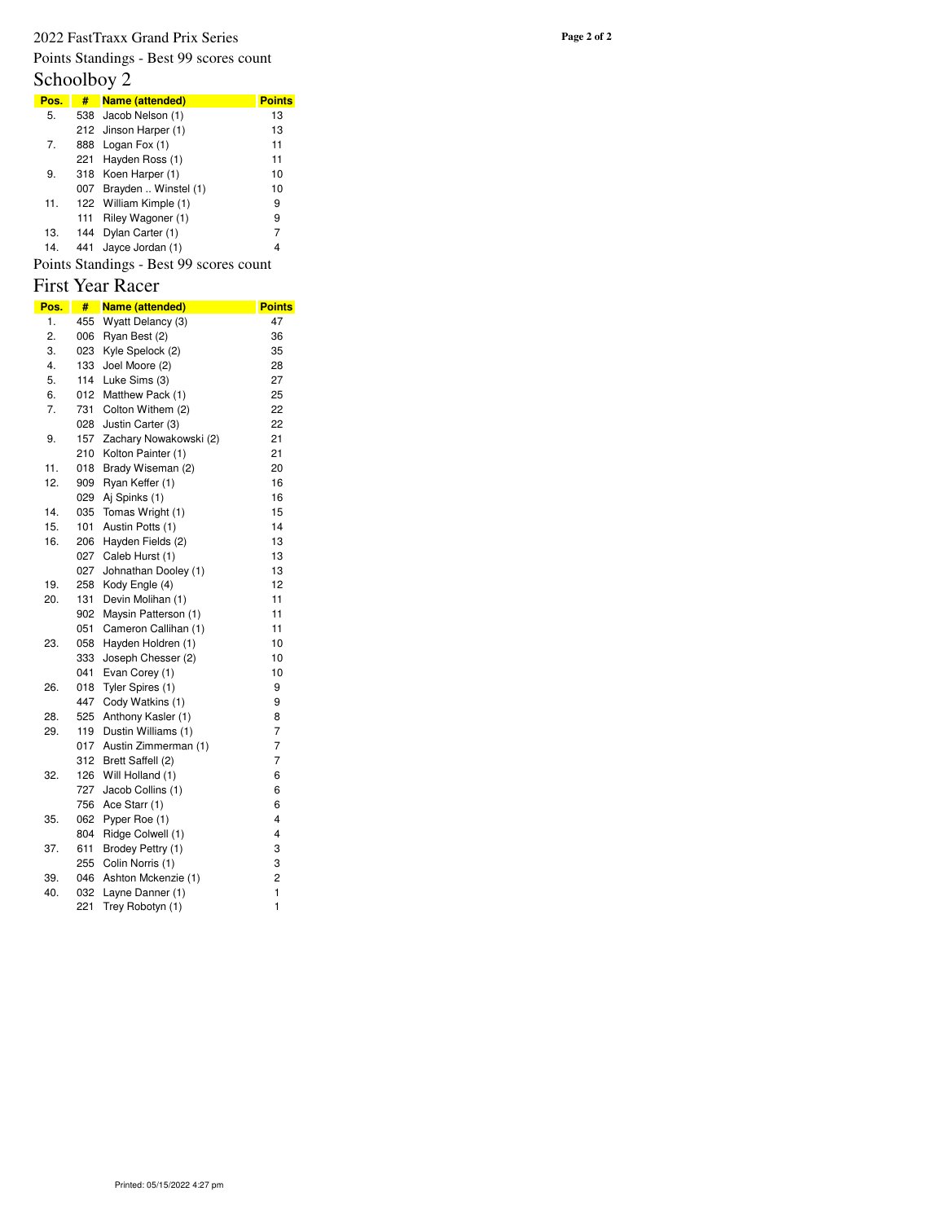2022 FastTraxx Grand Prix Series

Points Standings - Best 99 scores count

## Schoolboy 2

| Pos. | # | Name (attended) | Points |
|---|---|---|---|
| 5. | 538 | Jacob Nelson (1) | 13 |
| | 212 | Jinson Harper (1) | 13 |
| 7. | 888 | Logan Fox (1) | 11 |
| | 221 | Hayden Ross (1) | 11 |
| 9. | 318 | Koen Harper (1) | 10 |
| | 007 | Brayden .. Winstel (1) | 10 |
| 11. | 122 | William Kimple (1) | 9 |
| | 111 | Riley Wagoner (1) | 9 |
| 13. | 144 | Dylan Carter (1) | 7 |
| 14. | 441 | Jayce Jordan (1) | 4 |

Points Standings - Best 99 scores count

## First Year Racer

| Pos. | # | Name (attended) | Points |
|---|---|---|---|
| 1. | 455 | Wyatt Delancy (3) | 47 |
| 2. | 006 | Ryan Best (2) | 36 |
| 3. | 023 | Kyle Spelock (2) | 35 |
| 4. | 133 | Joel Moore (2) | 28 |
| 5. | 114 | Luke Sims (3) | 27 |
| 6. | 012 | Matthew Pack (1) | 25 |
| 7. | 731 | Colton Withem (2) | 22 |
| | 028 | Justin Carter (3) | 22 |
| 9. | 157 | Zachary Nowakowski (2) | 21 |
| | 210 | Kolton Painter (1) | 21 |
| 11. | 018 | Brady Wiseman (2) | 20 |
| 12. | 909 | Ryan Keffer (1) | 16 |
| | 029 | Aj Spinks (1) | 16 |
| 14. | 035 | Tomas Wright (1) | 15 |
| 15. | 101 | Austin Potts (1) | 14 |
| 16. | 206 | Hayden Fields (2) | 13 |
| | 027 | Caleb Hurst (1) | 13 |
| | 027 | Johnathan Dooley (1) | 13 |
| 19. | 258 | Kody Engle (4) | 12 |
| 20. | 131 | Devin Molihan (1) | 11 |
| | 902 | Maysin Patterson (1) | 11 |
| | 051 | Cameron Callihan (1) | 11 |
| 23. | 058 | Hayden Holdren (1) | 10 |
| | 333 | Joseph Chesser (2) | 10 |
| | 041 | Evan Corey (1) | 10 |
| 26. | 018 | Tyler Spires (1) | 9 |
| | 447 | Cody Watkins (1) | 9 |
| 28. | 525 | Anthony Kasler (1) | 8 |
| 29. | 119 | Dustin Williams (1) | 7 |
| | 017 | Austin Zimmerman (1) | 7 |
| | 312 | Brett Saffell (2) | 7 |
| 32. | 126 | Will Holland (1) | 6 |
| | 727 | Jacob Collins (1) | 6 |
| | 756 | Ace Starr (1) | 6 |
| 35. | 062 | Pyper Roe (1) | 4 |
| | 804 | Ridge Colwell (1) | 4 |
| 37. | 611 | Brodey Pettry (1) | 3 |
| | 255 | Colin Norris (1) | 3 |
| 39. | 046 | Ashton Mckenzie (1) | 2 |
| 40. | 032 | Layne Danner (1) | 1 |
| | 221 | Trey Robotyn (1) | 1 |

Printed: 05/15/2022 4:27 pm